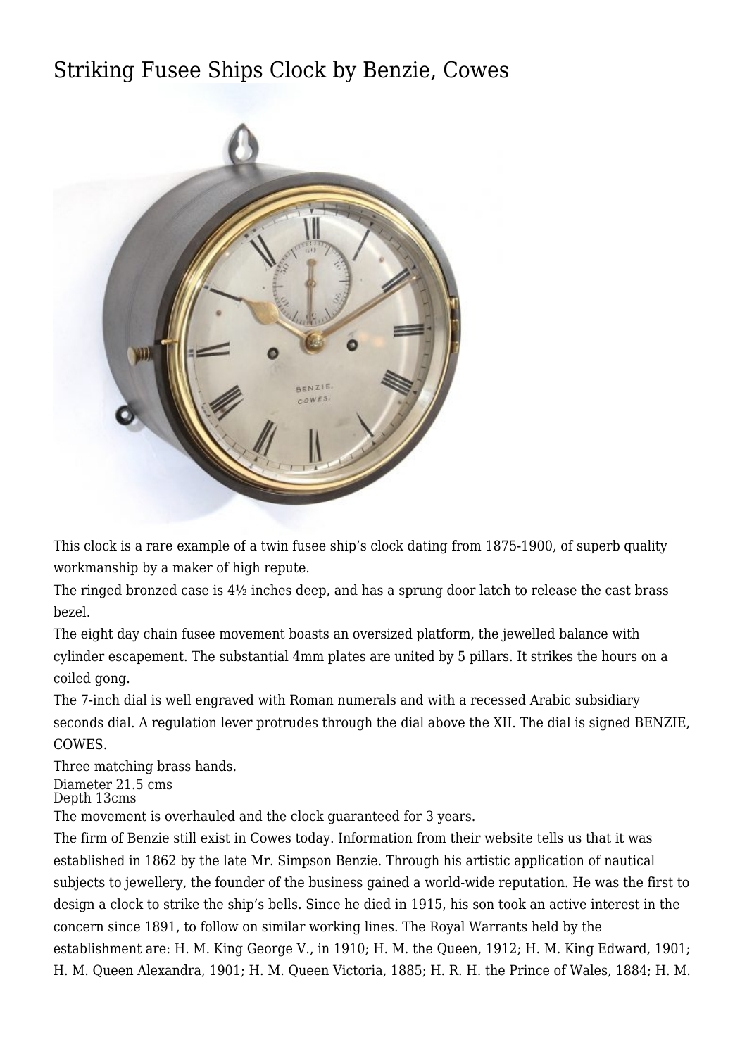# Striking Fusee Ships Clock by Benzie, Cowes

This clock is a rare example of a twin fusee ship's clock dating from 1875-1900, of superb quality workmanship by a maker of high repute.

The ringed bronzed case is 4½ inches deep, and has a sprung door latch to release the cast brass bezel.

The eight day chain fusee movement boasts an oversized platform, the jewelled balance with cylinder escapement. The substantial 4mm plates are united by 5 pillars. It strikes the hours on a coiled gong.

The 7-inch dial is well engraved with Roman numerals and with a recessed Arabic subsidiary seconds dial. A regulation lever protrudes through the dial above the XII. The dial is signed BENZIE, COWES.

Three matching brass hands.

Diameter 21.5 cms
Depth 13cms

The movement is overhauled and the clock guaranteed for 3 years.

The firm of Benzie still exist in Cowes today. Information from their website tells us that it was established in 1862 by the late Mr. Simpson Benzie. Through his artistic application of nautical subjects to jewellery, the founder of the business gained a world-wide reputation. He was the first to design a clock to strike the ship's bells. Since he died in 1915, his son took an active interest in the concern since 1891, to follow on similar working lines. The Royal Warrants held by the establishment are: H. M. King George V., in 1910; H. M. the Queen, 1912; H. M. King Edward, 1901; H. M. Queen Alexandra, 1901; H. M. Queen Victoria, 1885; H. R. H. the Prince of Wales, 1884; H. M.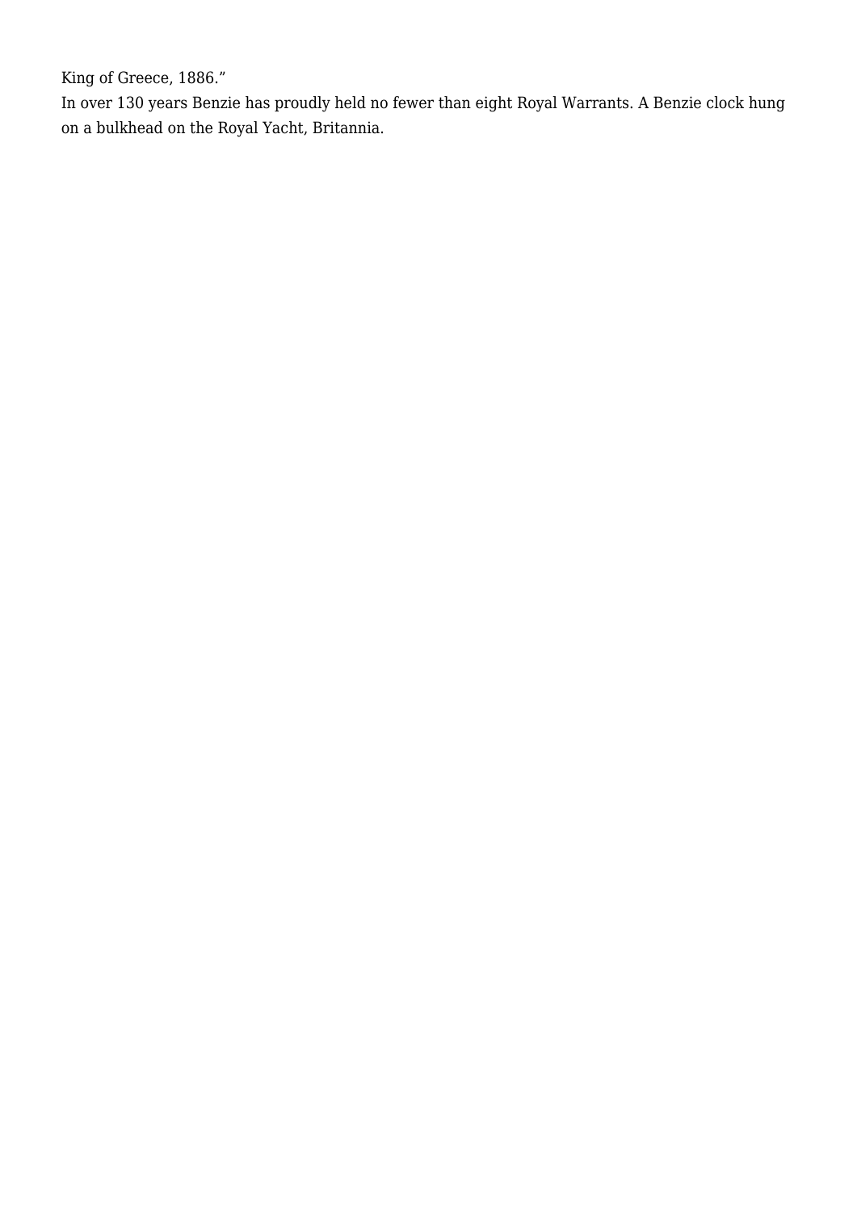King of Greece, 1886.”

In over 130 years Benzie has proudly held no fewer than eight Royal Warrants. A Benzie clock hung on a bulkhead on the Royal Yacht, Britannia.